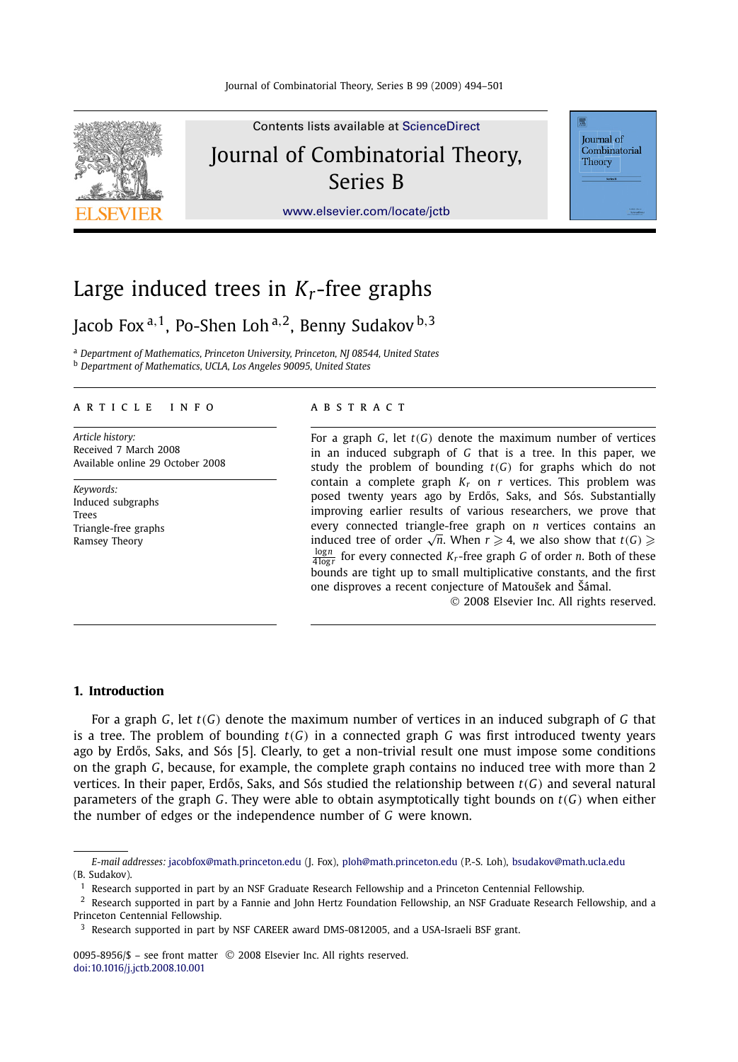# Large induced trees in $K_r$-free graphs

Jacob Fox [a,1], Po-Shen Loh [a,2], Benny Sudakov [b,3]

[a] *Department of Mathematics, Princeton University, Princeton, NJ 08544, United States*
[b] *Department of Mathematics, UCLA, Los Angeles 90095, United States*

## ARTICLE INFO

*Article history:*
Received 7 March 2008
Available online 29 October 2008

*Keywords:*
Induced subgraphs
Trees
Triangle-free graphs
Ramsey Theory

## ABSTRACT

For a graph $G$, let $t(G)$ denote the maximum number of vertices in an induced subgraph of $G$ that is a tree. In this paper, we study the problem of bounding $t(G)$ for graphs which do not contain a complete graph $K_r$ on $r$ vertices. This problem was posed twenty years ago by Erdős, Saks, and Sós. Substantially improving earlier results of various researchers, we prove that every connected triangle-free graph on $n$ vertices contains an induced tree of order $\sqrt{n}$. When $r \geqslant 4$, we also show that $t(G) \geqslant \frac{\log n}{4 \log r}$ for every connected $K_r$-free graph $G$ of order $n$. Both of these bounds are tight up to small multiplicative constants, and the first one disproves a recent conjecture of Matoušek and Šámal.

© 2008 Elsevier Inc. All rights reserved.

## 1. Introduction

For a graph $G$, let $t(G)$ denote the maximum number of vertices in an induced subgraph of $G$ that is a tree. The problem of bounding $t(G)$ in a connected graph $G$ was first introduced twenty years ago by Erdős, Saks, and Sós [5]. Clearly, to get a non-trivial result one must impose some conditions on the graph $G$, because, for example, the complete graph contains no induced tree with more than 2 vertices. In their paper, Erdős, Saks, and Sós studied the relationship between $t(G)$ and several natural parameters of the graph $G$. They were able to obtain asymptotically tight bounds on $t(G)$ when either the number of edges or the independence number of $G$ were known.

---

*E-mail addresses:* jacobfox@math.princeton.edu (J. Fox), ploh@math.princeton.edu (P.-S. Loh), bsudakov@math.ucla.edu (B. Sudakov).

[1] Research supported in part by an NSF Graduate Research Fellowship and a Princeton Centennial Fellowship.

[2] Research supported in part by a Fannie and John Hertz Foundation Fellowship, an NSF Graduate Research Fellowship, and a Princeton Centennial Fellowship.

[3] Research supported in part by NSF CAREER award DMS-0812005, and a USA-Israeli BSF grant.

0095-8956/$ – see front matter © 2008 Elsevier Inc. All rights reserved.
doi:10.1016/j.jctb.2008.10.001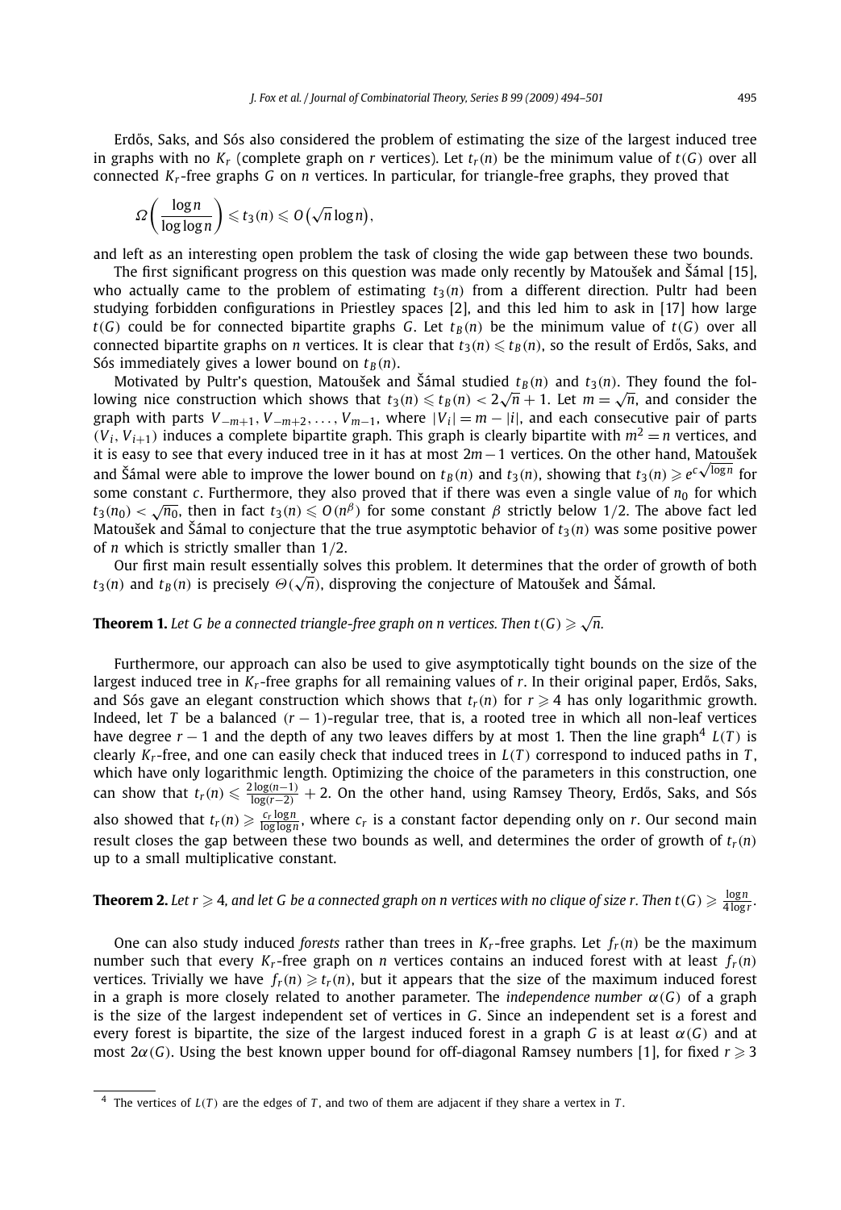Erdős, Saks, and Sós also considered the problem of estimating the size of the largest induced tree in graphs with no $K_r$ (complete graph on $r$ vertices). Let $t_r(n)$ be the minimum value of $t(G)$ over all connected $K_r$-free graphs $G$ on $n$ vertices. In particular, for triangle-free graphs, they proved that

$$\Omega\left(\frac{\log n}{\log\log n}\right) \leqslant t_3(n) \leqslant O\left(\sqrt{n}\log n\right),$$

and left as an interesting open problem the task of closing the wide gap between these two bounds.

The first significant progress on this question was made only recently by Matoušek and Šámal [15], who actually came to the problem of estimating $t_3(n)$ from a different direction. Pultr had been studying forbidden configurations in Priestley spaces [2], and this led him to ask in [17] how large $t(G)$ could be for connected bipartite graphs $G$. Let $t_B(n)$ be the minimum value of $t(G)$ over all connected bipartite graphs on $n$ vertices. It is clear that $t_3(n) \leqslant t_B(n)$, so the result of Erdős, Saks, and Sós immediately gives a lower bound on $t_B(n)$.

Motivated by Pultr's question, Matoušek and Šámal studied $t_B(n)$ and $t_3(n)$. They found the following nice construction which shows that $t_3(n) \leqslant t_B(n) < 2\sqrt{n}+1$. Let $m = \sqrt{n}$, and consider the graph with parts $V_{-m+1}, V_{-m+2}, \ldots, V_{m-1}$, where $|V_i| = m - |i|$, and each consecutive pair of parts $(V_i, V_{i+1})$ induces a complete bipartite graph. This graph is clearly bipartite with $m^2 = n$ vertices, and it is easy to see that every induced tree in it has at most $2m-1$ vertices. On the other hand, Matoušek and Šámal were able to improve the lower bound on $t_B(n)$ and $t_3(n)$, showing that $t_3(n) \geqslant e^{c\sqrt{\log n}}$ for some constant $c$. Furthermore, they also proved that if there was even a single value of $n_0$ for which $t_3(n_0) < \sqrt{n_0}$, then in fact $t_3(n) \leqslant O(n^{\beta})$ for some constant $\beta$ strictly below 1/2. The above fact led Matoušek and Šámal to conjecture that the true asymptotic behavior of $t_3(n)$ was some positive power of $n$ which is strictly smaller than 1/2.

Our first main result essentially solves this problem. It determines that the order of growth of both $t_3(n)$ and $t_B(n)$ is precisely $\Theta(\sqrt{n})$, disproving the conjecture of Matoušek and Šámal.

**Theorem 1.** *Let $G$ be a connected triangle-free graph on $n$ vertices. Then $t(G) \geqslant \sqrt{n}$.*

Furthermore, our approach can also be used to give asymptotically tight bounds on the size of the largest induced tree in $K_r$-free graphs for all remaining values of $r$. In their original paper, Erdős, Saks, and Sós gave an elegant construction which shows that $t_r(n)$ for $r \geqslant 4$ has only logarithmic growth. Indeed, let $T$ be a balanced $(r-1)$-regular tree, that is, a rooted tree in which all non-leaf vertices have degree $r-1$ and the depth of any two leaves differs by at most 1. Then the line graph[4] $L(T)$ is clearly $K_r$-free, and one can easily check that induced trees in $L(T)$ correspond to induced paths in $T$, which have only logarithmic length. Optimizing the choice of the parameters in this construction, one can show that $t_r(n) \leqslant \frac{2\log(n-1)}{\log(r-2)} + 2$. On the other hand, using Ramsey Theory, Erdős, Saks, and Sós also showed that $t_r(n) \geqslant \frac{c_r \log n}{\log\log n}$, where $c_r$ is a constant factor depending only on $r$. Our second main result closes the gap between these two bounds as well, and determines the order of growth of $t_r(n)$ up to a small multiplicative constant.

**Theorem 2.** *Let $r \geqslant 4$, and let $G$ be a connected graph on $n$ vertices with no clique of size $r$. Then $t(G) \geqslant \frac{\log n}{4\log r}$.*

One can also study induced *forests* rather than trees in $K_r$-free graphs. Let $f_r(n)$ be the maximum number such that every $K_r$-free graph on $n$ vertices contains an induced forest with at least $f_r(n)$ vertices. Trivially we have $f_r(n) \geqslant t_r(n)$, but it appears that the size of the maximum induced forest in a graph is more closely related to another parameter. The *independence number* $\alpha(G)$ of a graph is the size of the largest independent set of vertices in $G$. Since an independent set is a forest and every forest is bipartite, the size of the largest induced forest in a graph $G$ is at least $\alpha(G)$ and at most $2\alpha(G)$. Using the best known upper bound for off-diagonal Ramsey numbers [1], for fixed $r \geqslant 3$

[4] The vertices of $L(T)$ are the edges of $T$, and two of them are adjacent if they share a vertex in $T$.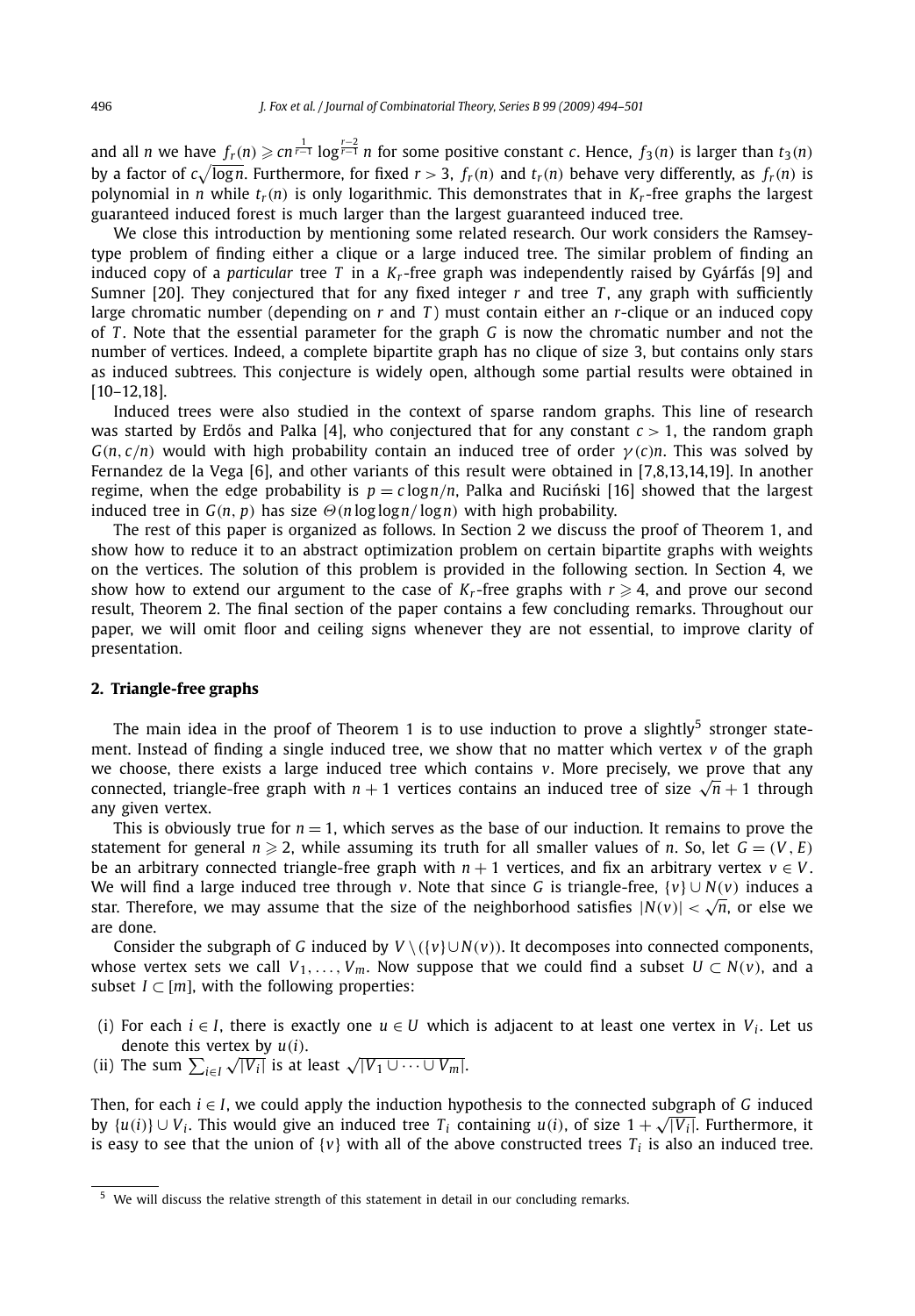and all $n$ we have $f_r(n) \geqslant cn^{\frac{1}{r-1}} \log^{\frac{r-2}{r-1}} n$ for some positive constant $c$. Hence, $f_3(n)$ is larger than $t_3(n)$ by a factor of $c\sqrt{\log n}$. Furthermore, for fixed $r > 3$, $f_r(n)$ and $t_r(n)$ behave very differently, as $f_r(n)$ is polynomial in $n$ while $t_r(n)$ is only logarithmic. This demonstrates that in $K_r$-free graphs the largest guaranteed induced forest is much larger than the largest guaranteed induced tree.

We close this introduction by mentioning some related research. Our work considers the Ramsey-type problem of finding either a clique or a large induced tree. The similar problem of finding an induced copy of a *particular* tree $T$ in a $K_r$-free graph was independently raised by Gyárfás [9] and Sumner [20]. They conjectured that for any fixed integer $r$ and tree $T$, any graph with sufficiently large chromatic number (depending on $r$ and $T$) must contain either an $r$-clique or an induced copy of $T$. Note that the essential parameter for the graph $G$ is now the chromatic number and not the number of vertices. Indeed, a complete bipartite graph has no clique of size 3, but contains only stars as induced subtrees. This conjecture is widely open, although some partial results were obtained in [10–12,18].

Induced trees were also studied in the context of sparse random graphs. This line of research was started by Erdős and Palka [4], who conjectured that for any constant $c > 1$, the random graph $G(n, c/n)$ would with high probability contain an induced tree of order $\gamma(c)n$. This was solved by Fernandez de la Vega [6], and other variants of this result were obtained in [7,8,13,14,19]. In another regime, when the edge probability is $p = c\log n/n$, Palka and Ruciński [16] showed that the largest induced tree in $G(n, p)$ has size $\Theta(n \log\log n/\log n)$ with high probability.

The rest of this paper is organized as follows. In Section 2 we discuss the proof of Theorem 1, and show how to reduce it to an abstract optimization problem on certain bipartite graphs with weights on the vertices. The solution of this problem is provided in the following section. In Section 4, we show how to extend our argument to the case of $K_r$-free graphs with $r \geqslant 4$, and prove our second result, Theorem 2. The final section of the paper contains a few concluding remarks. Throughout our paper, we will omit floor and ceiling signs whenever they are not essential, to improve clarity of presentation.

## 2. Triangle-free graphs

The main idea in the proof of Theorem 1 is to use induction to prove a slightly[5] stronger statement. Instead of finding a single induced tree, we show that no matter which vertex $v$ of the graph we choose, there exists a large induced tree which contains $v$. More precisely, we prove that any connected, triangle-free graph with $n + 1$ vertices contains an induced tree of size $\sqrt{n} + 1$ through any given vertex.

This is obviously true for $n = 1$, which serves as the base of our induction. It remains to prove the statement for general $n \geqslant 2$, while assuming its truth for all smaller values of $n$. So, let $G = (V, E)$ be an arbitrary connected triangle-free graph with $n + 1$ vertices, and fix an arbitrary vertex $v \in V$. We will find a large induced tree through $v$. Note that since $G$ is triangle-free, $\{v\} \cup N(v)$ induces a star. Therefore, we may assume that the size of the neighborhood satisfies $|N(v)| < \sqrt{n}$, or else we are done.

Consider the subgraph of $G$ induced by $V \setminus (\{v\} \cup N(v))$. It decomposes into connected components, whose vertex sets we call $V_1, \ldots, V_m$. Now suppose that we could find a subset $U \subset N(v)$, and a subset $I \subset [m]$, with the following properties:

(i) For each $i \in I$, there is exactly one $u \in U$ which is adjacent to at least one vertex in $V_i$. Let us denote this vertex by $u(i)$.
(ii) The sum $\sum_{i \in I} \sqrt{|V_i|}$ is at least $\sqrt{|V_1 \cup \cdots \cup V_m|}$.

Then, for each $i \in I$, we could apply the induction hypothesis to the connected subgraph of $G$ induced by $\{u(i)\} \cup V_i$. This would give an induced tree $T_i$ containing $u(i)$, of size $1 + \sqrt{|V_i|}$. Furthermore, it is easy to see that the union of $\{v\}$ with all of the above constructed trees $T_i$ is also an induced tree.

[5] We will discuss the relative strength of this statement in detail in our concluding remarks.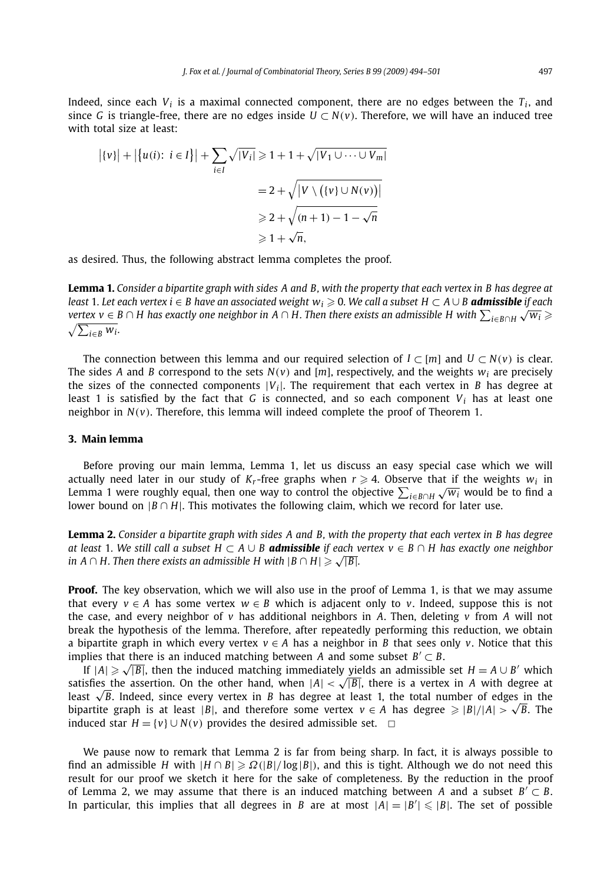Indeed, since each $V_i$ is a maximal connected component, there are no edges between the $T_i$, and since $G$ is triangle-free, there are no edges inside $U \subset N(v)$. Therefore, we will have an induced tree with total size at least:

$$\begin{aligned}
\left|\{v\}\right| + \left|\{u(i)\colon\ i \in I\}\right| + \sum_{i \in I} \sqrt{|V_i|} &\geqslant 1 + 1 + \sqrt{|V_1 \cup \cdots \cup V_m|} \\
&= 2 + \sqrt{\left|V \setminus \left(\{v\} \cup N(v)\right)\right|} \\
&\geqslant 2 + \sqrt{(n+1) - 1 - \sqrt{n}} \\
&\geqslant 1 + \sqrt{n},
\end{aligned}$$

as desired. Thus, the following abstract lemma completes the proof.

**Lemma 1.** *Consider a bipartite graph with sides $A$ and $B$, with the property that each vertex in $B$ has degree at least 1. Let each vertex $i \in B$ have an associated weight $w_i \geqslant 0$. We call a subset $H \subset A \cup B$* ***admissible*** *if each vertex $v \in B \cap H$ has exactly one neighbor in $A \cap H$. Then there exists an admissible $H$ with $\sum_{i \in B \cap H} \sqrt{w_i} \geqslant \sqrt{\sum_{i \in B} w_i}$.*

The connection between this lemma and our required selection of $I \subset [m]$ and $U \subset N(v)$ is clear. The sides $A$ and $B$ correspond to the sets $N(v)$ and $[m]$, respectively, and the weights $w_i$ are precisely the sizes of the connected components $|V_i|$. The requirement that each vertex in $B$ has degree at least 1 is satisfied by the fact that $G$ is connected, and so each component $V_i$ has at least one neighbor in $N(v)$. Therefore, this lemma will indeed complete the proof of Theorem 1.

## 3. Main lemma

Before proving our main lemma, Lemma 1, let us discuss an easy special case which we will actually need later in our study of $K_r$-free graphs when $r \geqslant 4$. Observe that if the weights $w_i$ in Lemma 1 were roughly equal, then one way to control the objective $\sum_{i \in B \cap H} \sqrt{w_i}$ would be to find a lower bound on $|B \cap H|$. This motivates the following claim, which we record for later use.

**Lemma 2.** *Consider a bipartite graph with sides $A$ and $B$, with the property that each vertex in $B$ has degree at least 1. We still call a subset $H \subset A \cup B$* ***admissible*** *if each vertex $v \in B \cap H$ has exactly one neighbor in $A \cap H$. Then there exists an admissible $H$ with $|B \cap H| \geqslant \sqrt{|B|}$.*

**Proof.** The key observation, which we will also use in the proof of Lemma 1, is that we may assume that every $v \in A$ has some vertex $w \in B$ which is adjacent only to $v$. Indeed, suppose this is not the case, and every neighbor of $v$ has additional neighbors in $A$. Then, deleting $v$ from $A$ will not break the hypothesis of the lemma. Therefore, after repeatedly performing this reduction, we obtain a bipartite graph in which every vertex $v \in A$ has a neighbor in $B$ that sees only $v$. Notice that this implies that there is an induced matching between $A$ and some subset $B' \subset B$.

If $|A| \geqslant \sqrt{|B|}$, then the induced matching immediately yields an admissible set $H = A \cup B'$ which satisfies the assertion. On the other hand, when $|A| < \sqrt{|B|}$, there is a vertex in $A$ with degree at least $\sqrt{B}$. Indeed, since every vertex in $B$ has degree at least 1, the total number of edges in the bipartite graph is at least $|B|$, and therefore some vertex $v \in A$ has degree $\geqslant |B|/|A| > \sqrt{B}$. The induced star $H = \{v\} \cup N(v)$ provides the desired admissible set. $\square$

We pause now to remark that Lemma 2 is far from being sharp. In fact, it is always possible to find an admissible $H$ with $|H \cap B| \geqslant \Omega(|B|/\log|B|)$, and this is tight. Although we do not need this result for our proof we sketch it here for the sake of completeness. By the reduction in the proof of Lemma 2, we may assume that there is an induced matching between $A$ and a subset $B' \subset B$. In particular, this implies that all degrees in $B$ are at most $|A| = |B'| \leqslant |B|$. The set of possible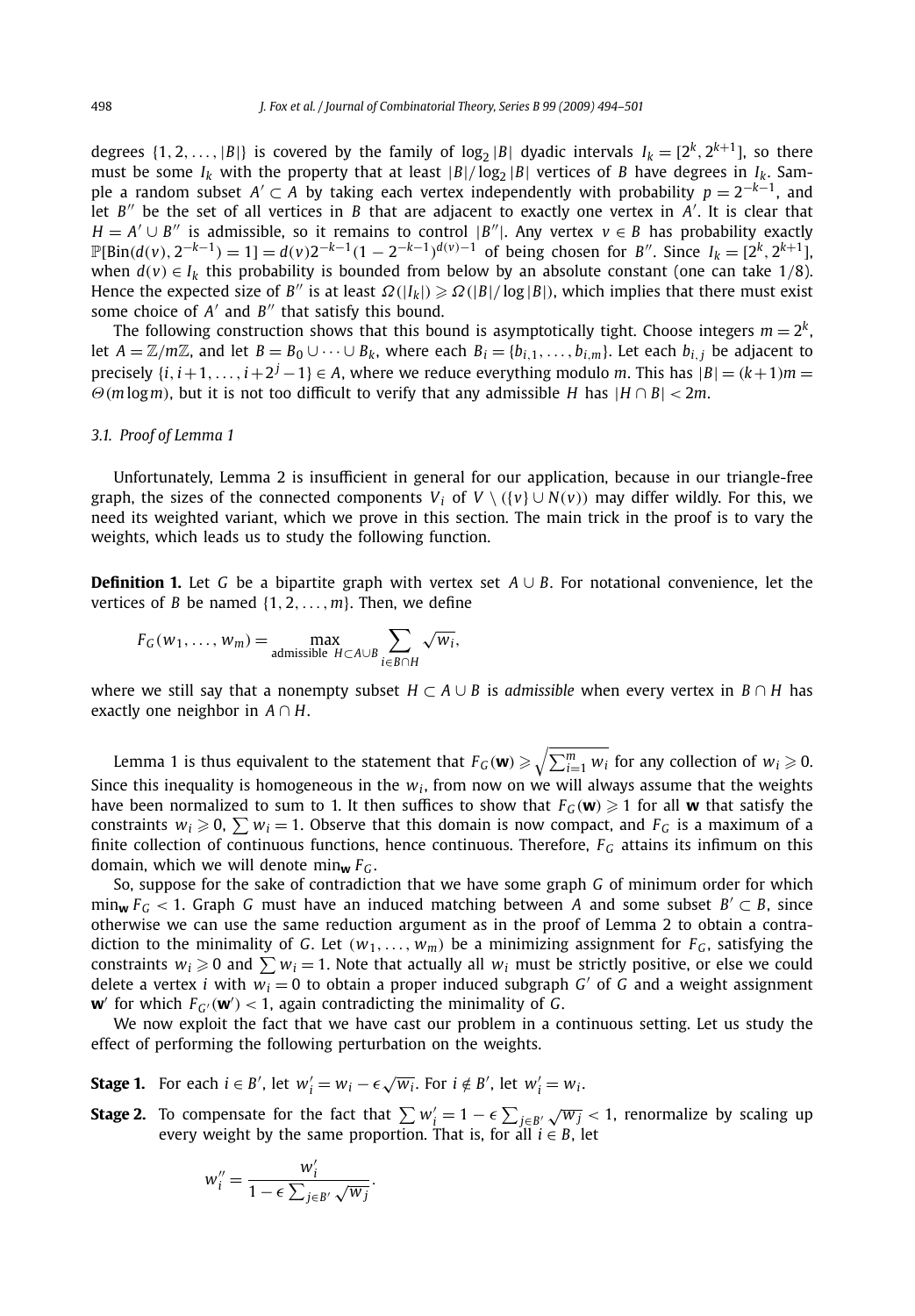degrees $\{1, 2, \ldots, |B|\}$ is covered by the family of $\log_2 |B|$ dyadic intervals $I_k = [2^k, 2^{k+1}]$, so there must be some $I_k$ with the property that at least $|B|/\log_2 |B|$ vertices of $B$ have degrees in $I_k$. Sample a random subset $A' \subset A$ by taking each vertex independently with probability $p = 2^{-k-1}$, and let $B''$ be the set of all vertices in $B$ that are adjacent to exactly one vertex in $A'$. It is clear that $H = A' \cup B''$ is admissible, so it remains to control $|B''|$. Any vertex $v \in B$ has probability exactly $\mathbb{P}[\text{Bin}(d(v), 2^{-k-1}) = 1] = d(v)2^{-k-1}(1 - 2^{-k-1})^{d(v)-1}$ of being chosen for $B''$. Since $I_k = [2^k, 2^{k+1}]$, when $d(v) \in I_k$ this probability is bounded from below by an absolute constant (one can take $1/8$). Hence the expected size of $B''$ is at least $\Omega(|I_k|) \geqslant \Omega(|B|/\log|B|)$, which implies that there must exist some choice of $A'$ and $B''$ that satisfy this bound.

The following construction shows that this bound is asymptotically tight. Choose integers $m = 2^k$, let $A = \mathbb{Z}/m\mathbb{Z}$, and let $B = B_0 \cup \cdots \cup B_k$, where each $B_i = \{b_{i,1}, \ldots, b_{i,m}\}$. Let each $b_{i,j}$ be adjacent to precisely $\{i, i+1, \ldots, i+2^j - 1\} \in A$, where we reduce everything modulo $m$. This has $|B| = (k+1)m = \Theta(m \log m)$, but it is not too difficult to verify that any admissible $H$ has $|H \cap B| < 2m$.

### 3.1. Proof of Lemma 1

Unfortunately, Lemma 2 is insufficient in general for our application, because in our triangle-free graph, the sizes of the connected components $V_i$ of $V \setminus (\{v\} \cup N(v))$ may differ wildly. For this, we need its weighted variant, which we prove in this section. The main trick in the proof is to vary the weights, which leads us to study the following function.

**Definition 1.** Let $G$ be a bipartite graph with vertex set $A \cup B$. For notational convenience, let the vertices of $B$ be named $\{1, 2, \ldots, m\}$. Then, we define

$$F_G(w_1, \ldots, w_m) = \max_{\text{admissible } H \subset A \cup B} \sum_{i \in B \cap H} \sqrt{w_i},$$

where we still say that a nonempty subset $H \subset A \cup B$ is *admissible* when every vertex in $B \cap H$ has exactly one neighbor in $A \cap H$.

Lemma 1 is thus equivalent to the statement that $F_G(\mathbf{w}) \geqslant \sqrt{\sum_{i=1}^m w_i}$ for any collection of $w_i \geqslant 0$. Since this inequality is homogeneous in the $w_i$, from now on we will always assume that the weights have been normalized to sum to 1. It then suffices to show that $F_G(\mathbf{w}) \geqslant 1$ for all $\mathbf{w}$ that satisfy the constraints $w_i \geqslant 0$, $\sum w_i = 1$. Observe that this domain is now compact, and $F_G$ is a maximum of a finite collection of continuous functions, hence continuous. Therefore, $F_G$ attains its infimum on this domain, which we will denote $\min_{\mathbf{w}} F_G$.

So, suppose for the sake of contradiction that we have some graph $G$ of minimum order for which $\min_{\mathbf{w}} F_G < 1$. Graph $G$ must have an induced matching between $A$ and some subset $B' \subset B$, since otherwise we can use the same reduction argument as in the proof of Lemma 2 to obtain a contradiction to the minimality of $G$. Let $(w_1, \ldots, w_m)$ be a minimizing assignment for $F_G$, satisfying the constraints $w_i \geqslant 0$ and $\sum w_i = 1$. Note that actually all $w_i$ must be strictly positive, or else we could delete a vertex $i$ with $w_i = 0$ to obtain a proper induced subgraph $G'$ of $G$ and a weight assignment $\mathbf{w}'$ for which $F_{G'}(\mathbf{w}') < 1$, again contradicting the minimality of $G$.

We now exploit the fact that we have cast our problem in a continuous setting. Let us study the effect of performing the following perturbation on the weights.

**Stage 1.** For each $i \in B'$, let $w_i' = w_i - \epsilon\sqrt{w_i}$. For $i \notin B'$, let $w_i' = w_i$.

**Stage 2.** To compensate for the fact that $\sum w_i' = 1 - \epsilon \sum_{j \in B'} \sqrt{w_j} < 1$, renormalize by scaling up every weight by the same proportion. That is, for all $i \in B$, let

$$w_i'' = \frac{w_i'}{1 - \epsilon \sum_{j \in B'} \sqrt{w_j}}.$$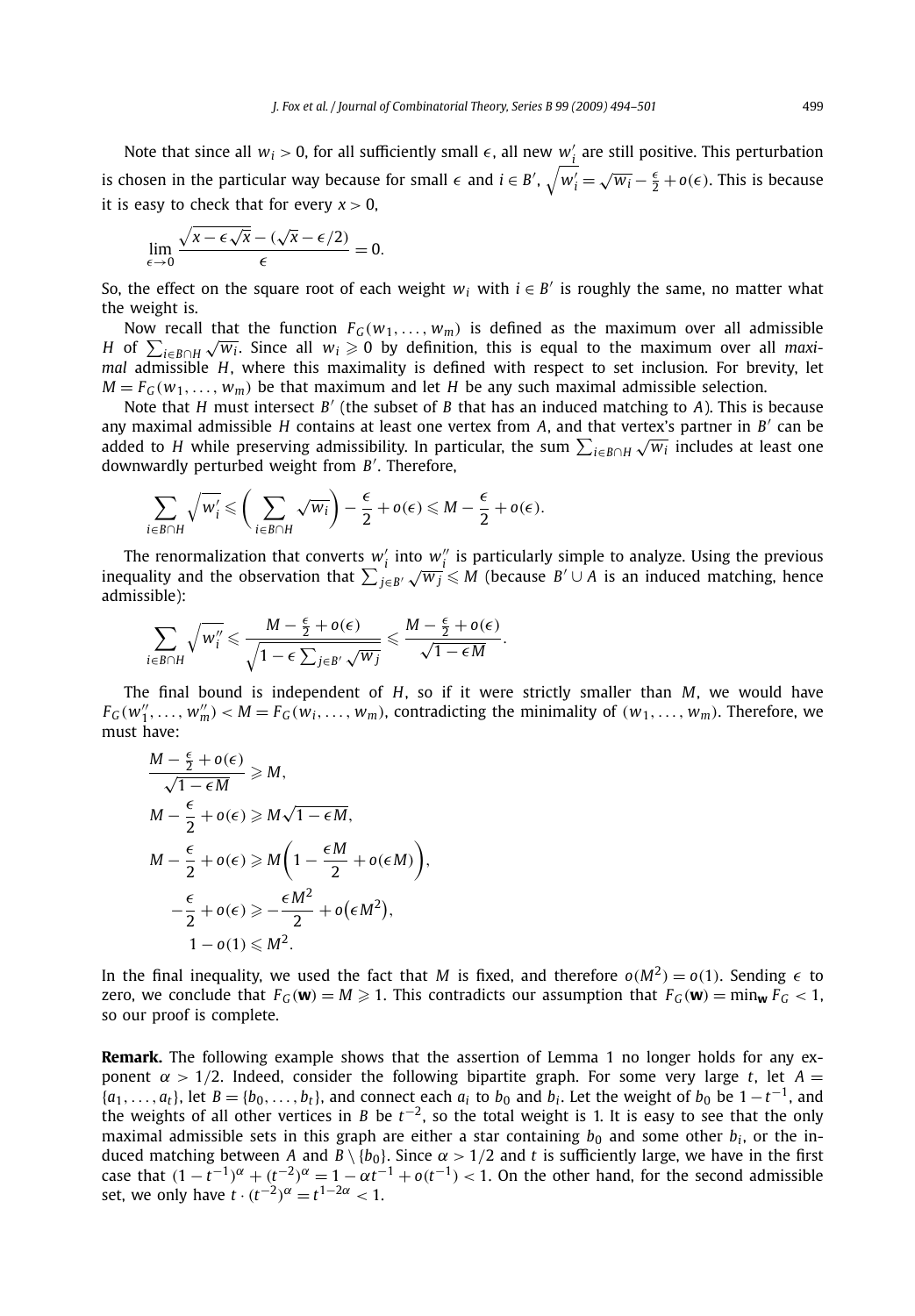Note that since all $w_i > 0$, for all sufficiently small $\epsilon$, all new $w'_i$ are still positive. This perturbation is chosen in the particular way because for small $\epsilon$ and $i \in B'$, $\sqrt{w'_i} = \sqrt{w_i} - \frac{\epsilon}{2} + o(\epsilon)$. This is because it is easy to check that for every $x > 0$,

$$\lim_{\epsilon \to 0} \frac{\sqrt{x - \epsilon\sqrt{x}} - (\sqrt{x} - \epsilon/2)}{\epsilon} = 0.$$

So, the effect on the square root of each weight $w_i$ with $i \in B'$ is roughly the same, no matter what the weight is.

Now recall that the function $F_G(w_1, \dots, w_m)$ is defined as the maximum over all admissible $H$ of $\sum_{i \in B \cap H} \sqrt{w_i}$. Since all $w_i \geqslant 0$ by definition, this is equal to the maximum over all *maximal* admissible $H$, where this maximality is defined with respect to set inclusion. For brevity, let $M = F_G(w_1, \dots, w_m)$ be that maximum and let $H$ be any such maximal admissible selection.

Note that $H$ must intersect $B'$ (the subset of $B$ that has an induced matching to $A$). This is because any maximal admissible $H$ contains at least one vertex from $A$, and that vertex's partner in $B'$ can be added to $H$ while preserving admissibility. In particular, the sum $\sum_{i \in B \cap H} \sqrt{w_i}$ includes at least one downwardly perturbed weight from $B'$. Therefore,

$$\sum_{i \in B \cap H} \sqrt{w'_i} \leqslant \left( \sum_{i \in B \cap H} \sqrt{w_i} \right) - \frac{\epsilon}{2} + o(\epsilon) \leqslant M - \frac{\epsilon}{2} + o(\epsilon).$$

The renormalization that converts $w'_i$ into $w''_i$ is particularly simple to analyze. Using the previous inequality and the observation that $\sum_{j \in B'} \sqrt{w_j} \leqslant M$ (because $B' \cup A$ is an induced matching, hence admissible):

$$\sum_{i \in B \cap H} \sqrt{w''_i} \leqslant \frac{M - \frac{\epsilon}{2} + o(\epsilon)}{\sqrt{1 - \epsilon \sum_{j \in B'} \sqrt{w_j}}} \leqslant \frac{M - \frac{\epsilon}{2} + o(\epsilon)}{\sqrt{1 - \epsilon M}}.$$

The final bound is independent of $H$, so if it were strictly smaller than $M$, we would have $F_G(w''_1, \dots, w''_m) < M = F_G(w_i, \dots, w_m)$, contradicting the minimality of $(w_1, \dots, w_m)$. Therefore, we must have:

$$\begin{aligned}
&\frac{M - \frac{\epsilon}{2} + o(\epsilon)}{\sqrt{1 - \epsilon M}} \geqslant M, \\
&M - \frac{\epsilon}{2} + o(\epsilon) \geqslant M\sqrt{1 - \epsilon M}, \\
&M - \frac{\epsilon}{2} + o(\epsilon) \geqslant M\left(1 - \frac{\epsilon M}{2} + o(\epsilon M)\right), \\
&-\frac{\epsilon}{2} + o(\epsilon) \geqslant -\frac{\epsilon M^2}{2} + o\left(\epsilon M^2\right), \\
&1 - o(1) \leqslant M^2.
\end{aligned}$$

In the final inequality, we used the fact that $M$ is fixed, and therefore $o(M^2) = o(1)$. Sending $\epsilon$ to zero, we conclude that $F_G(\mathbf{w}) = M \geqslant 1$. This contradicts our assumption that $F_G(\mathbf{w}) = \min_{\mathbf{w}} F_G < 1$, so our proof is complete.

**Remark.** The following example shows that the assertion of Lemma 1 no longer holds for any exponent $\alpha > 1/2$. Indeed, consider the following bipartite graph. For some very large $t$, let $A = \{a_1, \dots, a_t\}$, let $B = \{b_0, \dots, b_t\}$, and connect each $a_i$ to $b_0$ and $b_i$. Let the weight of $b_0$ be $1 - t^{-1}$, and the weights of all other vertices in $B$ be $t^{-2}$, so the total weight is 1. It is easy to see that the only maximal admissible sets in this graph are either a star containing $b_0$ and some other $b_i$, or the induced matching between $A$ and $B \setminus \{b_0\}$. Since $\alpha > 1/2$ and $t$ is sufficiently large, we have in the first case that $(1 - t^{-1})^\alpha + (t^{-2})^\alpha = 1 - \alpha t^{-1} + o(t^{-1}) < 1$. On the other hand, for the second admissible set, we only have $t \cdot (t^{-2})^\alpha = t^{1 - 2\alpha} < 1$.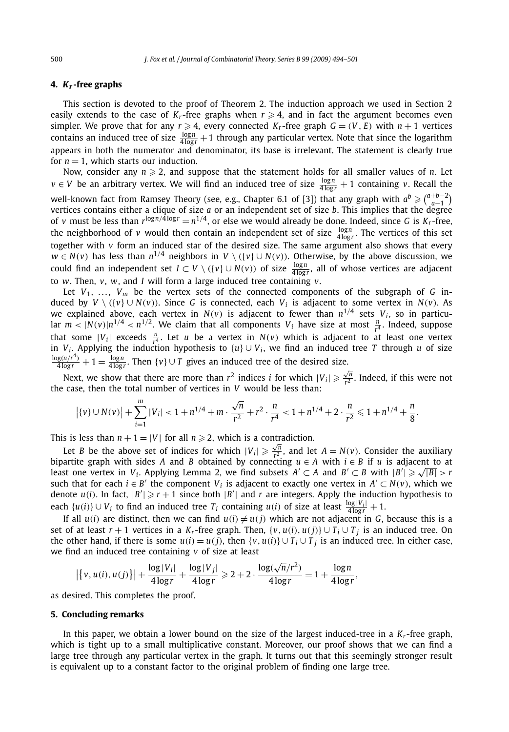## 4. $K_r$-free graphs

This section is devoted to the proof of Theorem 2. The induction approach we used in Section 2 easily extends to the case of $K_r$-free graphs when $r \geqslant 4$, and in fact the argument becomes even simpler. We prove that for any $r \geqslant 4$, every connected $K_r$-free graph $G = (V, E)$ with $n + 1$ vertices contains an induced tree of size $\frac{\log n}{4 \log r} + 1$ through any particular vertex. Note that since the logarithm appears in both the numerator and denominator, its base is irrelevant. The statement is clearly true for $n = 1$, which starts our induction.

Now, consider any $n \geqslant 2$, and suppose that the statement holds for all smaller values of $n$. Let $v \in V$ be an arbitrary vertex. We will find an induced tree of size $\frac{\log n}{4 \log r} + 1$ containing $v$. Recall the well-known fact from Ramsey Theory (see, e.g., Chapter 6.1 of [3]) that any graph with $a^b \geqslant \binom{a+b-2}{a-1}$ vertices contains either a clique of size $a$ or an independent set of size $b$. This implies that the degree of $v$ must be less than $r^{\log n / 4 \log r} = n^{1/4}$, or else we would already be done. Indeed, since $G$ is $K_r$-free, the neighborhood of $v$ would then contain an independent set of size $\frac{\log n}{4 \log r}$. The vertices of this set together with $v$ form an induced star of the desired size. The same argument also shows that every $w \in N(v)$ has less than $n^{1/4}$ neighbors in $V \setminus (\{v\} \cup N(v))$. Otherwise, by the above discussion, we could find an independent set $I \subset V \setminus (\{v\} \cup N(v))$ of size $\frac{\log n}{4 \log r}$, all of whose vertices are adjacent to $w$. Then, $v$, $w$, and $I$ will form a large induced tree containing $v$.

Let $V_1, \ldots, V_m$ be the vertex sets of the connected components of the subgraph of $G$ induced by $V \setminus (\{v\} \cup N(v))$. Since $G$ is connected, each $V_i$ is adjacent to some vertex in $N(v)$. As we explained above, each vertex in $N(v)$ is adjacent to fewer than $n^{1/4}$ sets $V_i$, so in particular $m < |N(v)| n^{1/4} < n^{1/2}$. We claim that all components $V_i$ have size at most $\frac{n}{r^4}$. Indeed, suppose that some $|V_i|$ exceeds $\frac{n}{r^4}$. Let $u$ be a vertex in $N(v)$ which is adjacent to at least one vertex in $V_i$. Applying the induction hypothesis to $\{u\} \cup V_i$, we find an induced tree $T$ through $u$ of size $\frac{\log(n/r^4)}{4 \log r} + 1 = \frac{\log n}{4 \log r}$. Then $\{v\} \cup T$ gives an induced tree of the desired size.

Next, we show that there are more than $r^2$ indices $i$ for which $|V_i| \geqslant \frac{\sqrt{n}}{r^2}$. Indeed, if this were not the case, then the total number of vertices in $V$ would be less than:

$$\left|\{v\} \cup N(v)\right| + \sum_{i=1}^{m} |V_i| < 1 + n^{1/4} + m \cdot \frac{\sqrt{n}}{r^2} + r^2 \cdot \frac{n}{r^4} < 1 + n^{1/4} + 2 \cdot \frac{n}{r^2} \leqslant 1 + n^{1/4} + \frac{n}{8}.$$

This is less than $n + 1 = |V|$ for all $n \geqslant 2$, which is a contradiction.

Let $B$ be the above set of indices for which $|V_i| \geqslant \frac{\sqrt{n}}{r^2}$, and let $A = N(v)$. Consider the auxiliary bipartite graph with sides $A$ and $B$ obtained by connecting $u \in A$ with $i \in B$ if $u$ is adjacent to at least one vertex in $V_i$. Applying Lemma 2, we find subsets $A' \subset A$ and $B' \subset B$ with $|B'| \geqslant \sqrt{|B|} > r$ such that for each $i \in B'$ the component $V_i$ is adjacent to exactly one vertex in $A' \subset N(v)$, which we denote $u(i)$. In fact, $|B'| \geqslant r + 1$ since both $|B'|$ and $r$ are integers. Apply the induction hypothesis to each $\{u(i)\} \cup V_i$ to find an induced tree $T_i$ containing $u(i)$ of size at least $\frac{\log |V_i|}{4 \log r} + 1$.

If all $u(i)$ are distinct, then we can find $u(i) \neq u(j)$ which are not adjacent in $G$, because this is a set of at least $r + 1$ vertices in a $K_r$-free graph. Then, $\{v, u(i), u(j)\} \cup T_i \cup T_j$ is an induced tree. On the other hand, if there is some $u(i) = u(j)$, then $\{v, u(i)\} \cup T_i \cup T_j$ is an induced tree. In either case, we find an induced tree containing $v$ of size at least

$$\left|\{v, u(i), u(j)\}\right| + \frac{\log |V_i|}{4 \log r} + \frac{\log |V_j|}{4 \log r} \geqslant 2 + 2 \cdot \frac{\log(\sqrt{n}/r^2)}{4 \log r} = 1 + \frac{\log n}{4 \log r},$$

as desired. This completes the proof.

## 5. Concluding remarks

In this paper, we obtain a lower bound on the size of the largest induced-tree in a $K_r$-free graph, which is tight up to a small multiplicative constant. Moreover, our proof shows that we can find a large tree through any particular vertex in the graph. It turns out that this seemingly stronger result is equivalent up to a constant factor to the original problem of finding one large tree.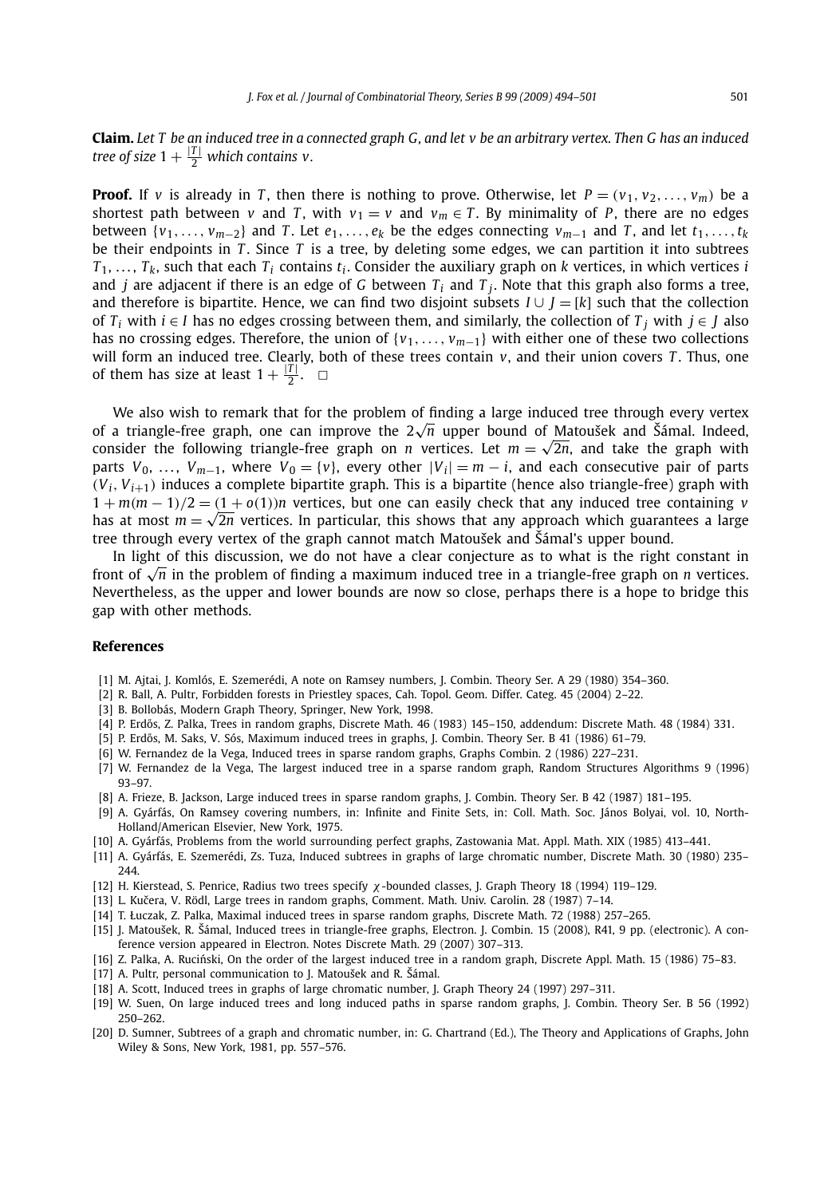**Claim.** *Let $T$ be an induced tree in a connected graph $G$, and let $v$ be an arbitrary vertex. Then $G$ has an induced tree of size $1 + \frac{|T|}{2}$ which contains $v$.*

**Proof.** If $v$ is already in $T$, then there is nothing to prove. Otherwise, let $P = (v_1, v_2, \ldots, v_m)$ be a shortest path between $v$ and $T$, with $v_1 = v$ and $v_m \in T$. By minimality of $P$, there are no edges between $\{v_1, \ldots, v_{m-2}\}$ and $T$. Let $e_1, \ldots, e_k$ be the edges connecting $v_{m-1}$ and $T$, and let $t_1, \ldots, t_k$ be their endpoints in $T$. Since $T$ is a tree, by deleting some edges, we can partition it into subtrees $T_1, \ldots, T_k$, such that each $T_i$ contains $t_i$. Consider the auxiliary graph on $k$ vertices, in which vertices $i$ and $j$ are adjacent if there is an edge of $G$ between $T_i$ and $T_j$. Note that this graph also forms a tree, and therefore is bipartite. Hence, we can find two disjoint subsets $I \cup J = [k]$ such that the collection of $T_i$ with $i \in I$ has no edges crossing between them, and similarly, the collection of $T_j$ with $j \in J$ also has no crossing edges. Therefore, the union of $\{v_1, \ldots, v_{m-1}\}$ with either one of these two collections will form an induced tree. Clearly, both of these trees contain $v$, and their union covers $T$. Thus, one of them has size at least $1 + \frac{|T|}{2}$. □

We also wish to remark that for the problem of finding a large induced tree through every vertex of a triangle-free graph, one can improve the $2\sqrt{n}$ upper bound of Matoušek and Šámal. Indeed, consider the following triangle-free graph on $n$ vertices. Let $m = \sqrt{2n}$, and take the graph with parts $V_0, \ldots, V_{m-1}$, where $V_0 = \{v\}$, every other $|V_i| = m - i$, and each consecutive pair of parts $(V_i, V_{i+1})$ induces a complete bipartite graph. This is a bipartite (hence also triangle-free) graph with $1 + m(m-1)/2 = (1 + o(1))n$ vertices, but one can easily check that any induced tree containing $v$ has at most $m = \sqrt{2n}$ vertices. In particular, this shows that any approach which guarantees a large tree through every vertex of the graph cannot match Matoušek and Šámal's upper bound.

In light of this discussion, we do not have a clear conjecture as to what is the right constant in front of $\sqrt{n}$ in the problem of finding a maximum induced tree in a triangle-free graph on $n$ vertices. Nevertheless, as the upper and lower bounds are now so close, perhaps there is a hope to bridge this gap with other methods.

## References

[1] M. Ajtai, J. Komlós, E. Szemerédi, A note on Ramsey numbers, J. Combin. Theory Ser. A 29 (1980) 354–360.

[2] R. Ball, A. Pultr, Forbidden forests in Priestley spaces, Cah. Topol. Geom. Differ. Categ. 45 (2004) 2–22.

[3] B. Bollobás, Modern Graph Theory, Springer, New York, 1998.

[4] P. Erdős, Z. Palka, Trees in random graphs, Discrete Math. 46 (1983) 145–150, addendum: Discrete Math. 48 (1984) 331.

[5] P. Erdős, M. Saks, V. Sós, Maximum induced trees in graphs, J. Combin. Theory Ser. B 41 (1986) 61–79.

[6] W. Fernandez de la Vega, Induced trees in sparse random graphs, Graphs Combin. 2 (1986) 227–231.

[7] W. Fernandez de la Vega, The largest induced tree in a sparse random graph, Random Structures Algorithms 9 (1996) 93–97.

[8] A. Frieze, B. Jackson, Large induced trees in sparse random graphs, J. Combin. Theory Ser. B 42 (1987) 181–195.

[9] A. Gyárfás, On Ramsey covering numbers, in: Infinite and Finite Sets, in: Coll. Math. Soc. János Bolyai, vol. 10, North-Holland/American Elsevier, New York, 1975.

[10] A. Gyárfás, Problems from the world surrounding perfect graphs, Zastowania Mat. Appl. Math. XIX (1985) 413–441.

[11] A. Gyárfás, E. Szemerédi, Zs. Tuza, Induced subtrees in graphs of large chromatic number, Discrete Math. 30 (1980) 235–244.

[12] H. Kierstead, S. Penrice, Radius two trees specify $\chi$-bounded classes, J. Graph Theory 18 (1994) 119–129.

[13] L. Kučera, V. Rödl, Large trees in random graphs, Comment. Math. Univ. Carolin. 28 (1987) 7–14.

[14] T. Łuczak, Z. Palka, Maximal induced trees in sparse random graphs, Discrete Math. 72 (1988) 257–265.

[15] J. Matoušek, R. Šámal, Induced trees in triangle-free graphs, Electron. J. Combin. 15 (2008), R41, 9 pp. (electronic). A conference version appeared in Electron. Notes Discrete Math. 29 (2007) 307–313.

[16] Z. Palka, A. Ruciński, On the order of the largest induced tree in a random graph, Discrete Appl. Math. 15 (1986) 75–83.

[17] A. Pultr, personal communication to J. Matoušek and R. Šámal.

[18] A. Scott, Induced trees in graphs of large chromatic number, J. Graph Theory 24 (1997) 297–311.

[19] W. Suen, On large induced trees and long induced paths in sparse random graphs, J. Combin. Theory Ser. B 56 (1992) 250–262.

[20] D. Sumner, Subtrees of a graph and chromatic number, in: G. Chartrand (Ed.), The Theory and Applications of Graphs, John Wiley & Sons, New York, 1981, pp. 557–576.